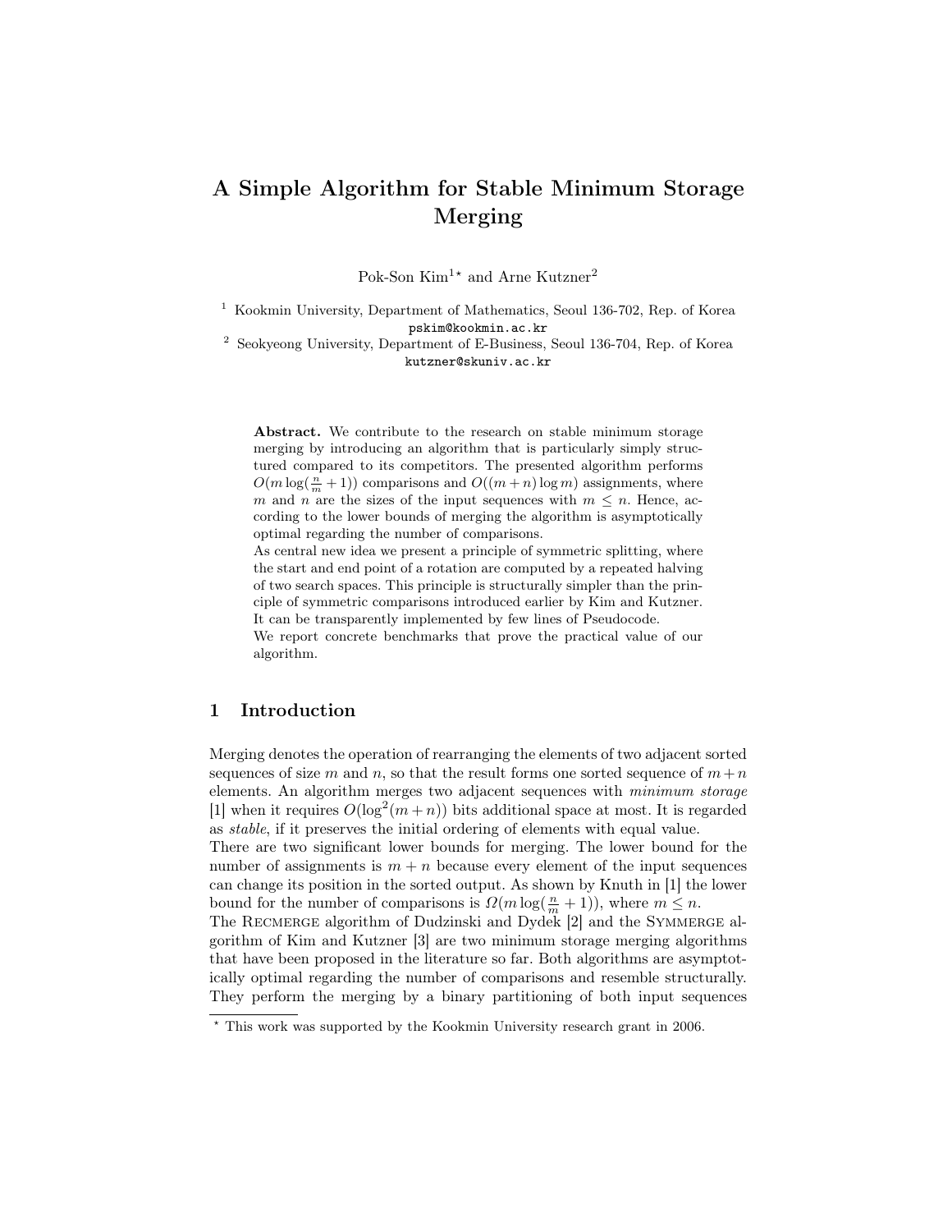# A Simple Algorithm for Stable Minimum Storage Merging

Pok-Son Kim[1]* and Arne Kutzner[2]

[1] Kookmin University, Department of Mathematics, Seoul 136-702, Rep. of Korea
pskim@kookmin.ac.kr

[2] Seokyeong University, Department of E-Business, Seoul 136-704, Rep. of Korea
kutzner@skuniv.ac.kr

**Abstract.** We contribute to the research on stable minimum storage merging by introducing an algorithm that is particularly simply structured compared to its competitors. The presented algorithm performs $O(m \log(\frac{n}{m}+1))$ comparisons and $O((m+n)\log m)$ assignments, where $m$ and $n$ are the sizes of the input sequences with $m \leq n$. Hence, according to the lower bounds of merging the algorithm is asymptotically optimal regarding the number of comparisons.
As central new idea we present a principle of symmetric splitting, where the start and end point of a rotation are computed by a repeated halving of two search spaces. This principle is structurally simpler than the principle of symmetric comparisons introduced earlier by Kim and Kutzner. It can be transparently implemented by few lines of Pseudocode.
We report concrete benchmarks that prove the practical value of our algorithm.

## 1 Introduction

Merging denotes the operation of rearranging the elements of two adjacent sorted sequences of size $m$ and $n$, so that the result forms one sorted sequence of $m+n$ elements. An algorithm merges two adjacent sequences with *minimum storage* [1] when it requires $O(\log^2(m+n))$ bits additional space at most. It is regarded as *stable*, if it preserves the initial ordering of elements with equal value.
There are two significant lower bounds for merging. The lower bound for the number of assignments is $m+n$ because every element of the input sequences can change its position in the sorted output. As shown by Knuth in [1] the lower bound for the number of comparisons is $\Omega(m \log(\frac{n}{m}+1))$, where $m \leq n$.
The Recmerge algorithm of Dudzinski and Dydek [2] and the Symmerge algorithm of Kim and Kutzner [3] are two minimum storage merging algorithms that have been proposed in the literature so far. Both algorithms are asymptotically optimal regarding the number of comparisons and resemble structurally. They perform the merging by a binary partitioning of both input sequences

* This work was supported by the Kookmin University research grant in 2006.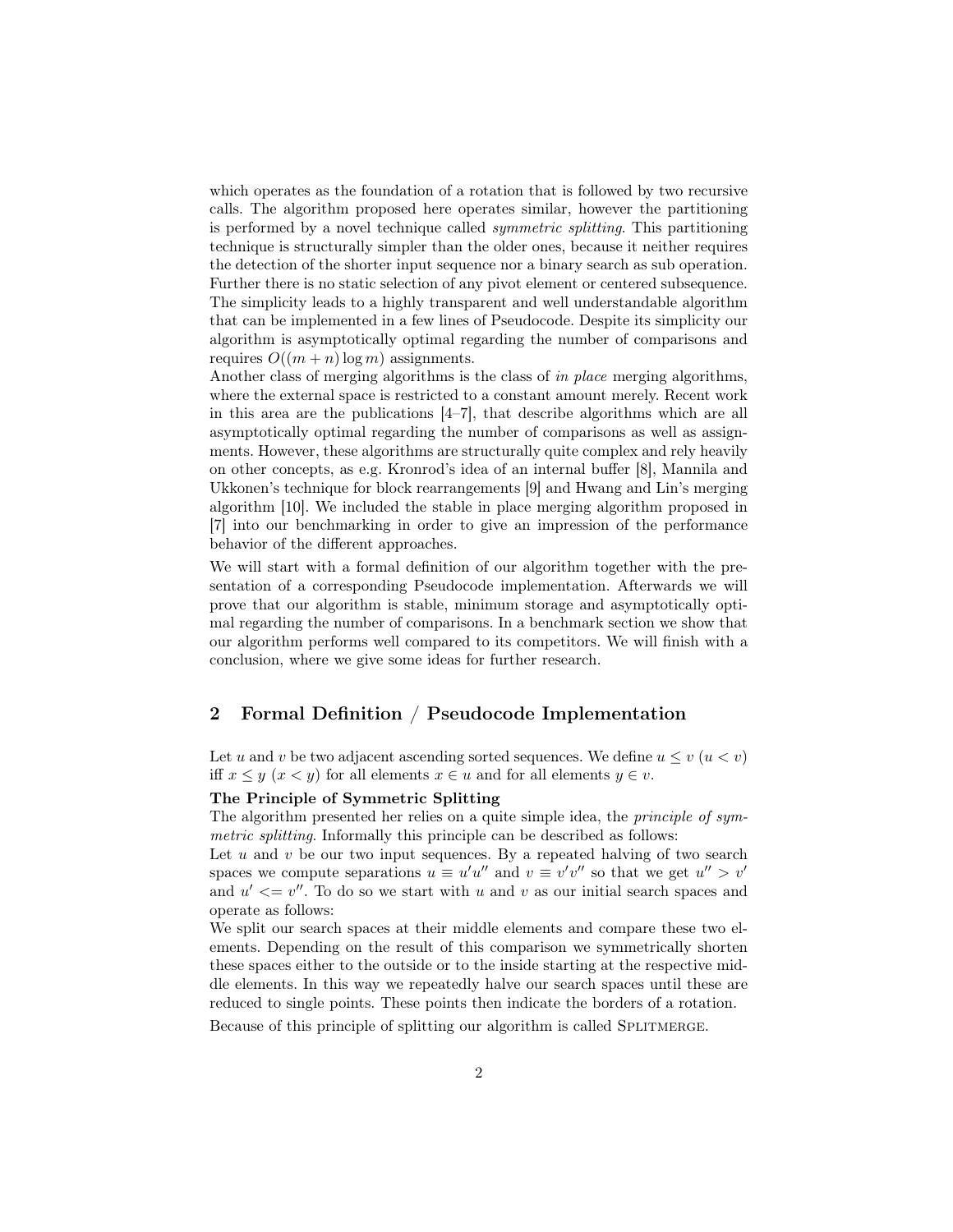which operates as the foundation of a rotation that is followed by two recursive calls. The algorithm proposed here operates similar, however the partitioning is performed by a novel technique called *symmetric splitting*. This partitioning technique is structurally simpler than the older ones, because it neither requires the detection of the shorter input sequence nor a binary search as sub operation. Further there is no static selection of any pivot element or centered subsequence. The simplicity leads to a highly transparent and well understandable algorithm that can be implemented in a few lines of Pseudocode. Despite its simplicity our algorithm is asymptotically optimal regarding the number of comparisons and requires $O((m+n)\log m)$ assignments.

Another class of merging algorithms is the class of *in place* merging algorithms, where the external space is restricted to a constant amount merely. Recent work in this area are the publications [4–7], that describe algorithms which are all asymptotically optimal regarding the number of comparisons as well as assignments. However, these algorithms are structurally quite complex and rely heavily on other concepts, as e.g. Kronrod's idea of an internal buffer [8], Mannila and Ukkonen's technique for block rearrangements [9] and Hwang and Lin's merging algorithm [10]. We included the stable in place merging algorithm proposed in [7] into our benchmarking in order to give an impression of the performance behavior of the different approaches.

We will start with a formal definition of our algorithm together with the presentation of a corresponding Pseudocode implementation. Afterwards we will prove that our algorithm is stable, minimum storage and asymptotically optimal regarding the number of comparisons. In a benchmark section we show that our algorithm performs well compared to its competitors. We will finish with a conclusion, where we give some ideas for further research.

## 2 Formal Definition / Pseudocode Implementation

Let $u$ and $v$ be two adjacent ascending sorted sequences. We define $u \leq v$ ($u < v$) iff $x \leq y$ ($x < y$) for all elements $x \in u$ and for all elements $y \in v$.

**The Principle of Symmetric Splitting**

The algorithm presented her relies on a quite simple idea, the *principle of symmetric splitting*. Informally this principle can be described as follows:

Let $u$ and $v$ be our two input sequences. By a repeated halving of two search spaces we compute separations $u \equiv u'u''$ and $v \equiv v'v''$ so that we get $u'' > v'$ and $u' <= v''$. To do so we start with $u$ and $v$ as our initial search spaces and operate as follows:

We split our search spaces at their middle elements and compare these two elements. Depending on the result of this comparison we symmetrically shorten these spaces either to the outside or to the inside starting at the respective middle elements. In this way we repeatedly halve our search spaces until these are reduced to single points. These points then indicate the borders of a rotation.

Because of this principle of splitting our algorithm is called SPLITMERGE.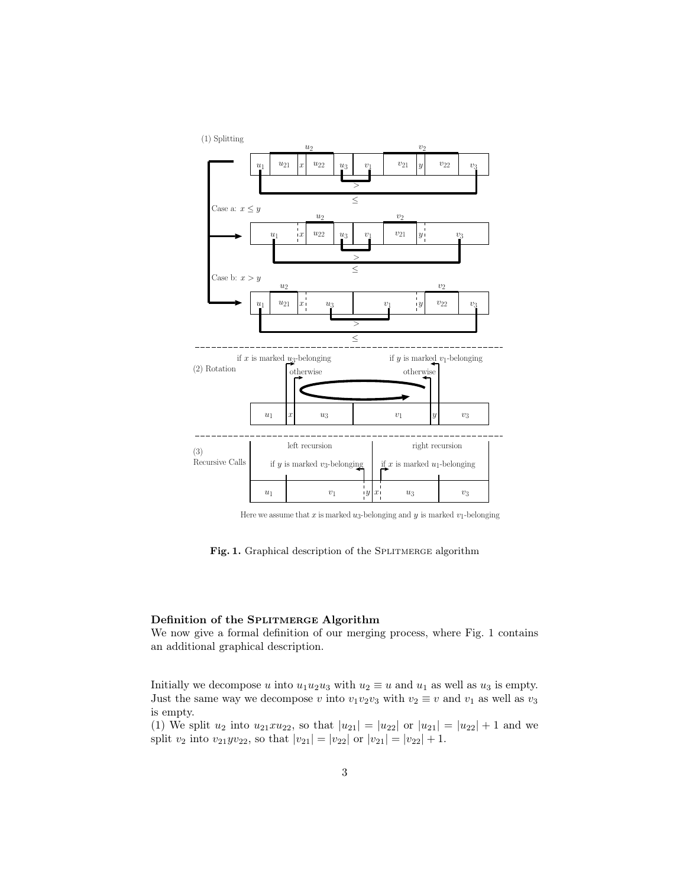Fig. 1. Graphical description of the SPLITMERGE algorithm

**Definition of the SPLITMERGE Algorithm**

We now give a formal definition of our merging process, where Fig. 1 contains an additional graphical description.

Initially we decompose $u$ into $u_1u_2u_3$ with $u_2 \equiv u$ and $u_1$ as well as $u_3$ is empty. Just the same way we decompose $v$ into $v_1v_2v_3$ with $v_2 \equiv v$ and $v_1$ as well as $v_3$ is empty.

(1) We split $u_2$ into $u_{21}xu_{22}$, so that $|u_{21}| = |u_{22}|$ or $|u_{21}| = |u_{22}| + 1$ and we split $v_2$ into $v_{21}yv_{22}$, so that $|v_{21}| = |v_{22}|$ or $|v_{21}| = |v_{22}| + 1$.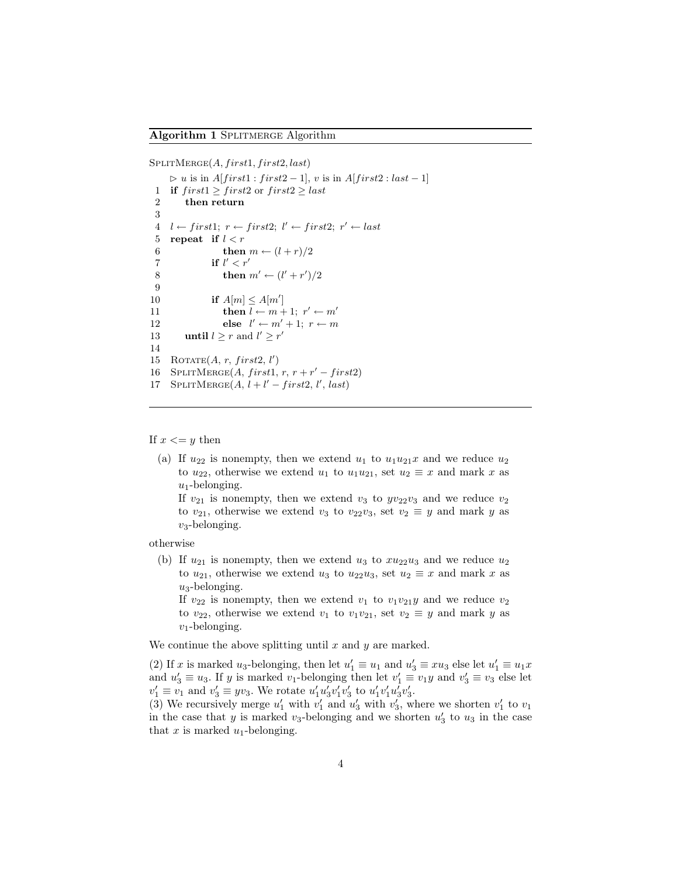**Algorithm 1** SplitMerge Algorithm

```
SplitMerge(A, first1, first2, last)
    ▷ u is in A[first1 : first2 − 1], v is in A[first2 : last − 1]
 1  if first1 ≥ first2 or first2 ≥ last
 2     then return
 3
 4  l ← first1; r ← first2; l' ← first2; r' ← last
 5  repeat  if l < r
 6              then m ← (l + r)/2
 7          if l' < r'
 8              then m' ← (l' + r')/2
 9
10          if A[m] ≤ A[m']
11              then l ← m + 1; r' ← m'
12              else l' ← m' + 1; r ← m
13     until l ≥ r and l' ≥ r'
14
15  Rotate(A, r, first2, l')
16  SplitMerge(A, first1, r, r + r' − first2)
17  SplitMerge(A, l + l' − first2, l', last)
```

If $x <= y$ then

(a) If $u_{22}$ is nonempty, then we extend $u_1$ to $u_1u_{21}x$ and we reduce $u_2$ to $u_{22}$, otherwise we extend $u_1$ to $u_1u_{21}$, set $u_2 \equiv x$ and mark $x$ as $u_1$-belonging.
If $v_{21}$ is nonempty, then we extend $v_3$ to $yv_{22}v_3$ and we reduce $v_2$ to $v_{21}$, otherwise we extend $v_3$ to $v_{22}v_3$, set $v_2 \equiv y$ and mark $y$ as $v_3$-belonging.

otherwise

(b) If $u_{21}$ is nonempty, then we extend $u_3$ to $xu_{22}u_3$ and we reduce $u_2$ to $u_{21}$, otherwise we extend $u_3$ to $u_{22}u_3$, set $u_2 \equiv x$ and mark $x$ as $u_3$-belonging.
If $v_{22}$ is nonempty, then we extend $v_1$ to $v_1v_{21}y$ and we reduce $v_2$ to $v_{22}$, otherwise we extend $v_1$ to $v_1v_{21}$, set $v_2 \equiv y$ and mark $y$ as $v_1$-belonging.

We continue the above splitting until $x$ and $y$ are marked.

(2) If $x$ is marked $u_3$-belonging, then let $u_1' \equiv u_1$ and $u_3' \equiv xu_3$ else let $u_1' \equiv u_1x$ and $u_3' \equiv u_3$. If $y$ is marked $v_1$-belonging then let $v_1' \equiv v_1y$ and $v_3' \equiv v_3$ else let $v_1' \equiv v_1$ and $v_3' \equiv yv_3$. We rotate $u_1'u_3'v_1'v_3'$ to $u_1'v_1'u_3'v_3'$.

(3) We recursively merge $u_1'$ with $v_1'$ and $u_3'$ with $v_3'$, where we shorten $v_1'$ to $v_1$ in the case that $y$ is marked $v_3$-belonging and we shorten $u_3'$ to $u_3$ in the case that $x$ is marked $u_1$-belonging.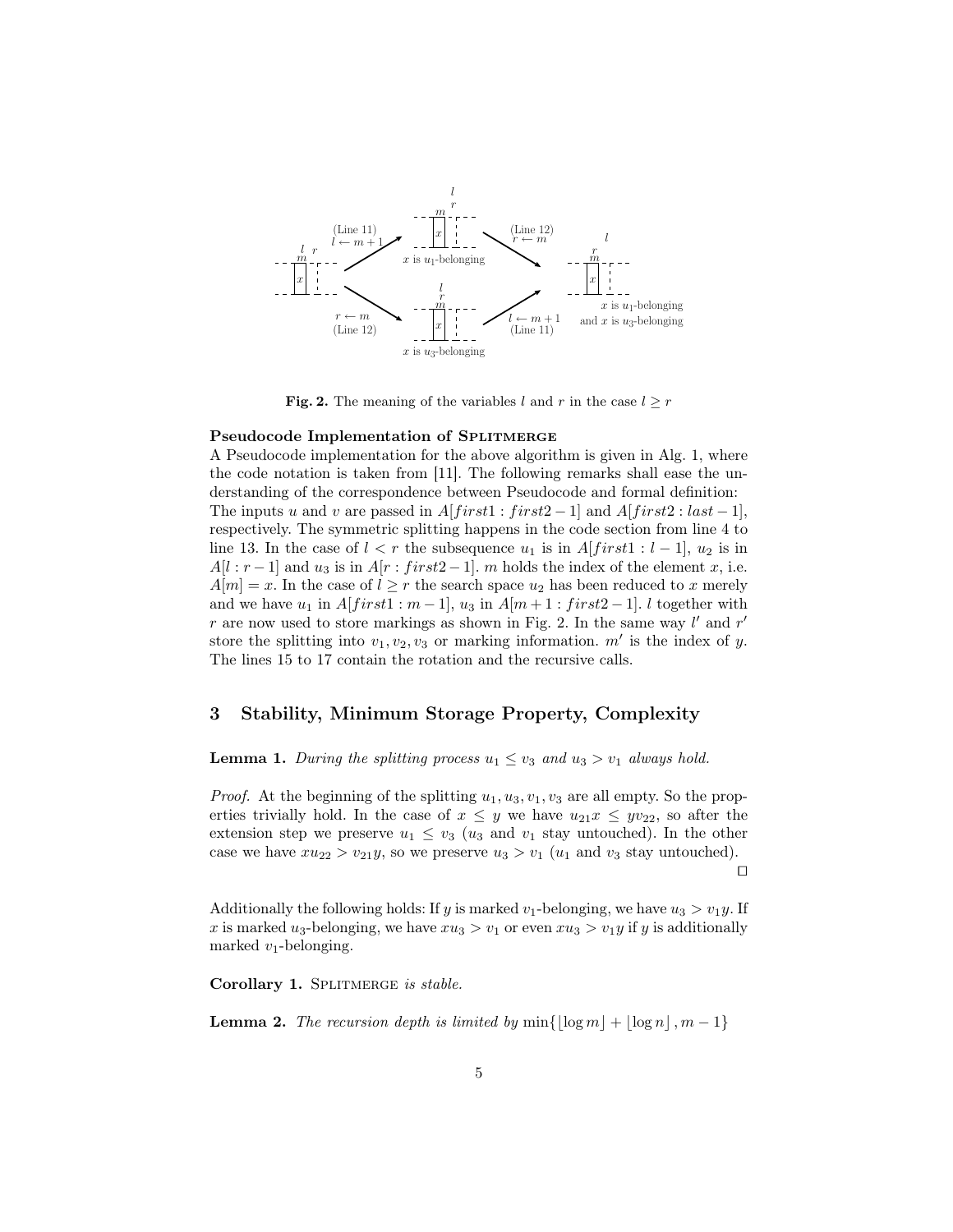**Fig. 2.** The meaning of the variables $l$ and $r$ in the case $l \geq r$

**Pseudocode Implementation of Splitmerge**

A Pseudocode implementation for the above algorithm is given in Alg. 1, where the code notation is taken from [11]. The following remarks shall ease the understanding of the correspondence between Pseudocode and formal definition: The inputs $u$ and $v$ are passed in $A[first1 : first2 - 1]$ and $A[first2 : last - 1]$, respectively. The symmetric splitting happens in the code section from line 4 to line 13. In the case of $l < r$ the subsequence $u_1$ is in $A[first1 : l - 1]$, $u_2$ is in $A[l : r - 1]$ and $u_3$ is in $A[r : first2 - 1]$. $m$ holds the index of the element $x$, i.e. $A[m] = x$. In the case of $l \geq r$ the search space $u_2$ has been reduced to $x$ merely and we have $u_1$ in $A[first1 : m - 1]$, $u_3$ in $A[m + 1 : first2 - 1]$. $l$ together with $r$ are now used to store markings as shown in Fig. 2. In the same way $l'$ and $r'$ store the splitting into $v_1, v_2, v_3$ or marking information. $m'$ is the index of $y$. The lines 15 to 17 contain the rotation and the recursive calls.

## 3 Stability, Minimum Storage Property, Complexity

**Lemma 1.** *During the splitting process $u_1 \leq v_3$ and $u_3 > v_1$ always hold.*

*Proof.* At the beginning of the splitting $u_1, u_3, v_1, v_3$ are all empty. So the properties trivially hold. In the case of $x \leq y$ we have $u_{21}x \leq yv_{22}$, so after the extension step we preserve $u_1 \leq v_3$ ($u_3$ and $v_1$ stay untouched). In the other case we have $xu_{22} > v_{21}y$, so we preserve $u_3 > v_1$ ($u_1$ and $v_3$ stay untouched). □

Additionally the following holds: If $y$ is marked $v_1$-belonging, we have $u_3 > v_1y$. If $x$ is marked $u_3$-belonging, we have $xu_3 > v_1$ or even $xu_3 > v_1y$ if $y$ is additionally marked $v_1$-belonging.

**Corollary 1.** Splitmerge *is stable.*

**Lemma 2.** *The recursion depth is limited by* $\min\{\lfloor \log m \rfloor + \lfloor \log n \rfloor, m - 1\}$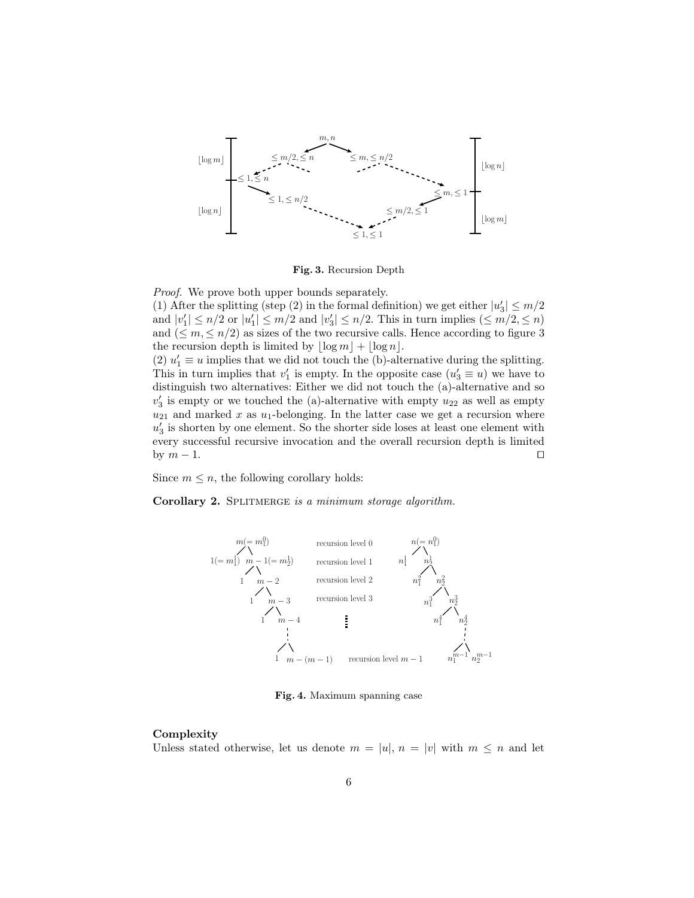**Fig. 3.** Recursion Depth

*Proof.* We prove both upper bounds separately.
(1) After the splitting (step (2) in the formal definition) we get either $|u_3'| \leq m/2$ and $|v_1'| \leq n/2$ or $|u_1'| \leq m/2$ and $|v_3'| \leq n/2$. This in turn implies $(\leq m/2, \leq n)$ and $(\leq m, \leq n/2)$ as sizes of the two recursive calls. Hence according to figure 3 the recursion depth is limited by $\lfloor \log m \rfloor + \lfloor \log n \rfloor$.
(2) $u_1' \equiv u$ implies that we did not touch the (b)-alternative during the splitting. This in turn implies that $v_1'$ is empty. In the opposite case ($u_3' \equiv u$) we have to distinguish two alternatives: Either we did not touch the (a)-alternative and so $v_3'$ is empty or we touched the (a)-alternative with empty $u_{22}$ as well as empty $u_{21}$ and marked $x$ as $u_1$-belonging. In the latter case we get a recursion where $u_3'$ is shorten by one element. So the shorter side loses at least one element with every successful recursive invocation and the overall recursion depth is limited by $m - 1$. $\square$

Since $m \leq n$, the following corollary holds:

**Corollary 2.** SPLITMERGE *is a minimum storage algorithm.*

**Fig. 4.** Maximum spanning case

**Complexity**
Unless stated otherwise, let us denote $m = |u|$, $n = |v|$ with $m \leq n$ and let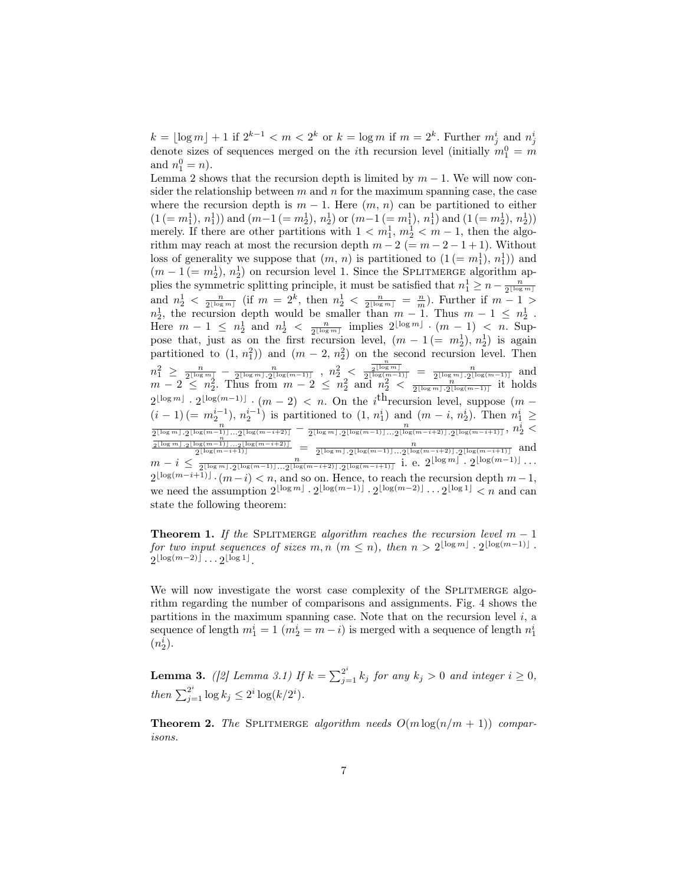$k = \lfloor \log m \rfloor + 1$ if $2^{k-1} < m < 2^k$ or $k = \log m$ if $m = 2^k$. Further $m_j^i$ and $n_j^i$ denote sizes of sequences merged on the $i$th recursion level (initially $m_1^0 = m$ and $n_1^0 = n$).

Lemma 2 shows that the recursion depth is limited by $m - 1$. We will now consider the relationship between $m$ and $n$ for the maximum spanning case, the case where the recursion depth is $m - 1$. Here $(m, n)$ can be partitioned to either $(1\,(= m_1^1), n_1^1))$ and $(m-1\,(= m_2^1), n_2^1)$ or $(m-1\,(= m_1^1), n_1^1)$ and $(1\,(= m_2^1), n_2^1))$ merely. If there are other partitions with $1 < m_1^1, m_2^1 < m - 1$, then the algorithm may reach at most the recursion depth $m - 2\ (= m - 2 - 1 + 1)$. Without loss of generality we suppose that $(m, n)$ is partitioned to $(1\,(= m_1^1), n_1^1))$ and $(m - 1\,(= m_2^1), n_2^1)$ on recursion level 1. Since the SPLITMERGE algorithm applies the symmetric splitting principle, it must be satisfied that $n_1^1 \geq n - \frac{n}{2^{\lfloor \log m \rfloor}}$ and $n_2^1 < \frac{n}{2^{\lfloor \log m \rfloor}}$ (if $m = 2^k$, then $n_2^1 < \frac{n}{2^{\lfloor \log m \rfloor}} = \frac{n}{m}$). Further if $m - 1 > n_2^1$, the recursion depth would be smaller than $m - 1$. Thus $m - 1 \leq n_2^1$. Here $m - 1 \leq n_2^1$ and $n_2^1 < \frac{n}{2^{\lfloor \log m \rfloor}}$ implies $2^{\lfloor \log m \rfloor} \cdot (m - 1) < n$. Suppose that, just as on the first recursion level, $(m - 1\,(= m_2^1), n_2^1)$ is again partitioned to $(1, n_1^2))$ and $(m - 2, n_2^2)$ on the second recursion level. Then $n_1^2 \geq \frac{n}{2^{\lfloor \log m \rfloor}} - \frac{n}{2^{\lfloor \log m \rfloor} \cdot 2^{\lfloor \log (m-1) \rfloor}}$, $n_2^2 < \frac{\frac{n}{2^{\lfloor \log m \rfloor}}}{2^{\lfloor \log (m-1) \rfloor}} = \frac{n}{2^{\lfloor \log m \rfloor} \cdot 2^{\lfloor \log (m-1) \rfloor}}$ and $m - 2 \leq n_2^2$. Thus from $m - 2 \leq n_2^2$ and $n_2^2 < \frac{n}{2^{\lfloor \log m \rfloor} \cdot 2^{\lfloor \log (m-1) \rfloor}}$ it holds $2^{\lfloor \log m \rfloor} \cdot 2^{\lfloor \log (m-1) \rfloor} \cdot (m - 2) < n$. On the $i^{\text{th}}$recursion level, suppose $(m - (i - 1)\,(= m_2^{i-1}), n_2^{i-1})$ is partitioned to $(1, n_1^i)$ and $(m - i, n_2^i)$. Then $n_1^i \geq \frac{n}{2^{\lfloor \log m \rfloor} \cdot 2^{\lfloor \log (m-1) \rfloor} \ldots 2^{\lfloor \log (m-i+2) \rfloor}} - \frac{n}{2^{\lfloor \log m \rfloor} \cdot 2^{\lfloor \log (m-1) \rfloor} \ldots 2^{\lfloor \log (m-i+2) \rfloor} \cdot 2^{\lfloor \log (m-i+1) \rfloor}}$, $n_2^i < \frac{\frac{n}{2^{\lfloor \log m \rfloor} \cdot 2^{\lfloor \log (m-1) \rfloor} \ldots 2^{\lfloor \log (m-i+2) \rfloor}}}{2^{\lfloor \log (m-i+1) \rfloor}} = \frac{n}{2^{\lfloor \log m \rfloor} \cdot 2^{\lfloor \log (m-1) \rfloor} \ldots 2^{\lfloor \log (m-i+2) \rfloor} \cdot 2^{\lfloor \log (m-i+1) \rfloor}}$ and $m - i \leq \frac{n}{2^{\lfloor \log m \rfloor} \cdot 2^{\lfloor \log (m-1) \rfloor} \ldots 2^{\lfloor \log (m-i+2) \rfloor} \cdot 2^{\lfloor \log (m-i+1) \rfloor}}$ i. e. $2^{\lfloor \log m \rfloor} \cdot 2^{\lfloor \log (m-1) \rfloor} \ldots 2^{\lfloor \log (m-i+1) \rfloor} \cdot (m - i) < n$, and so on. Hence, to reach the recursion depth $m - 1$, we need the assumption $2^{\lfloor \log m \rfloor} \cdot 2^{\lfloor \log (m-1) \rfloor} \cdot 2^{\lfloor \log (m-2) \rfloor} \ldots 2^{\lfloor \log 1 \rfloor} < n$ and can state the following theorem:

**Theorem 1.** *If the* SPLITMERGE *algorithm reaches the recursion level $m - 1$ for two input sequences of sizes $m, n$ $(m \leq n)$, then $n > 2^{\lfloor \log m \rfloor} \cdot 2^{\lfloor \log (m-1) \rfloor} \cdot 2^{\lfloor \log (m-2) \rfloor} \ldots 2^{\lfloor \log 1 \rfloor}$.*

We will now investigate the worst case complexity of the SPLITMERGE algorithm regarding the number of comparisons and assignments. Fig. 4 shows the partitions in the maximum spanning case. Note that on the recursion level $i$, a sequence of length $m_1^i = 1$ $(m_2^i = m - i)$ is merged with a sequence of length $n_1^i$ $(n_2^i)$.

**Lemma 3.** *([2] Lemma 3.1) If $k = \sum_{j=1}^{2^i} k_j$ for any $k_j > 0$ and integer $i \geq 0$, then $\sum_{j=1}^{2^i} \log k_j \leq 2^i \log(k/2^i)$.*

**Theorem 2.** *The* SPLITMERGE *algorithm needs $O(m \log(n/m + 1))$ comparisons.*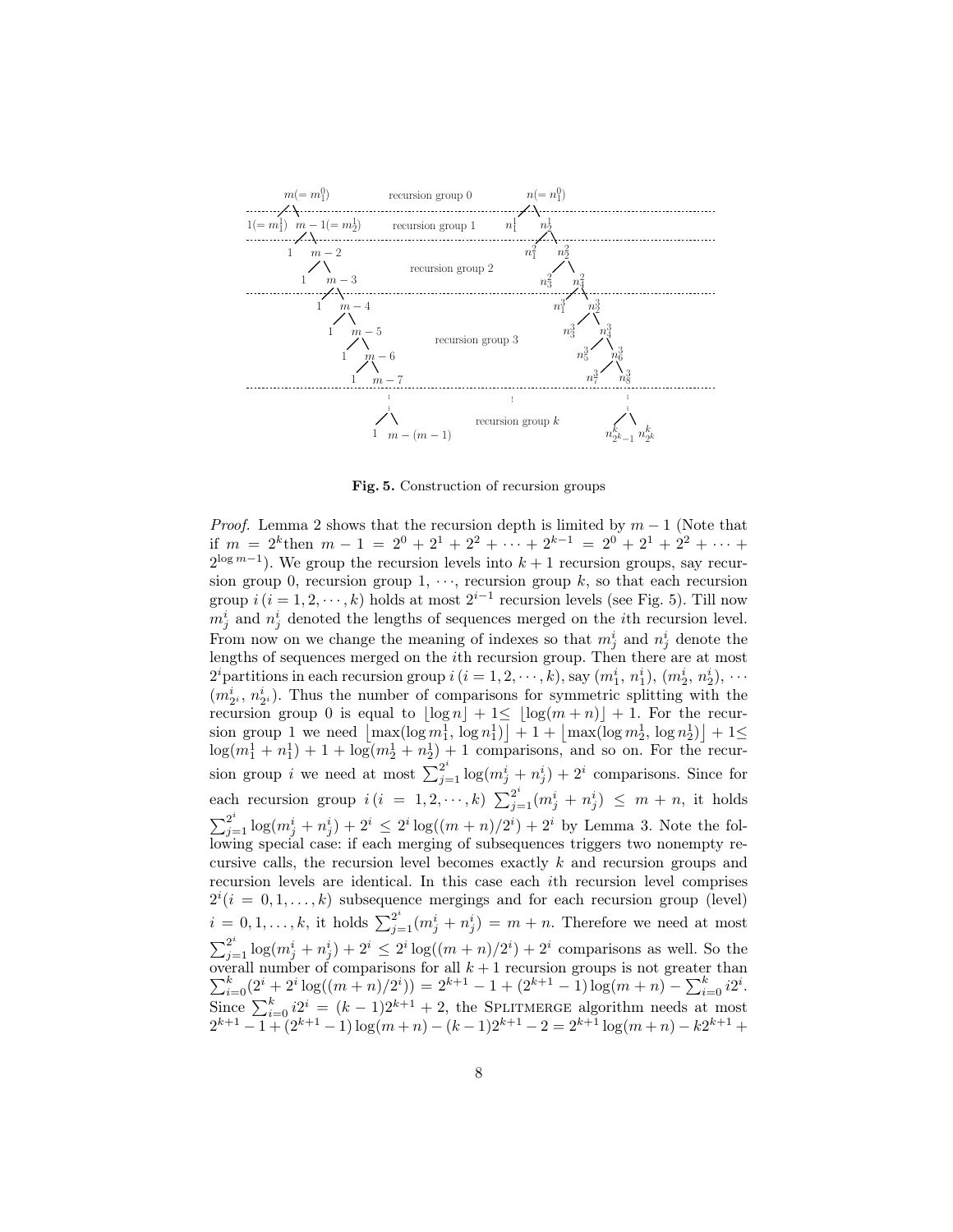Fig. 5. Construction of recursion groups

*Proof.* Lemma 2 shows that the recursion depth is limited by $m-1$ (Note that if $m = 2^k$then $m-1 = 2^0 + 2^1 + 2^2 + \cdots + 2^{k-1} = 2^0 + 2^1 + 2^2 + \cdots + 2^{\log m - 1}$). We group the recursion levels into $k+1$ recursion groups, say recursion group 0, recursion group 1, $\cdots$, recursion group $k$, so that each recursion group $i\,(i = 1, 2, \cdots, k)$ holds at most $2^{i-1}$ recursion levels (see Fig. 5). Till now $m_j^i$ and $n_j^i$ denoted the lengths of sequences merged on the $i$th recursion level. From now on we change the meaning of indexes so that $m_j^i$ and $n_j^i$ denote the lengths of sequences merged on the $i$th recursion group. Then there are at most $2^i$partitions in each recursion group $i\,(i = 1, 2, \cdots, k)$, say $(m_1^i,\, n_1^i)$, $(m_2^i,\, n_2^i)$, $\cdots$ $(m_{2^i}^i,\, n_{2^i}^i)$. Thus the number of comparisons for symmetric splitting with the recursion group 0 is equal to $\lfloor \log n \rfloor + 1 \leq\ \lfloor \log(m+n) \rfloor + 1$. For the recursion group 1 we need $\left\lfloor \max(\log m_1^1,\, \log n_1^1) \right\rfloor + 1 + \left\lfloor \max(\log m_2^1,\, \log n_2^1) \right\rfloor + 1 \leq$ $\log(m_1^1 + n_1^1) + 1 + \log(m_2^1 + n_2^1) + 1$ comparisons, and so on. For the recursion group $i$ we need at most $\sum_{j=1}^{2^i} \log(m_j^i + n_j^i) + 2^i$ comparisons. Since for each recursion group $i\,(i = 1, 2, \cdots, k)$ $\sum_{j=1}^{2^i} (m_j^i + n_j^i) \leq m + n$, it holds $\sum_{j=1}^{2^i} \log(m_j^i + n_j^i) + 2^i \leq 2^i \log((m+n)/2^i) + 2^i$ by Lemma 3. Note the following special case: if each merging of subsequences triggers two nonempty recursive calls, the recursion level becomes exactly $k$ and recursion groups and recursion levels are identical. In this case each $i$th recursion level comprises $2^i (i = 0, 1, \ldots, k)$ subsequence mergings and for each recursion group (level) $i = 0, 1, \ldots, k$, it holds $\sum_{j=1}^{2^i} (m_j^i + n_j^i) = m + n$. Therefore we need at most $\sum_{j=1}^{2^i} \log(m_j^i + n_j^i) + 2^i \leq 2^i \log((m+n)/2^i) + 2^i$ comparisons as well. So the overall number of comparisons for all $k+1$ recursion groups is not greater than $\sum_{i=0}^{k} (2^i + 2^i \log((m+n)/2^i)) = 2^{k+1} - 1 + (2^{k+1} - 1)\log(m+n) - \sum_{i=0}^{k} i2^i$. Since $\sum_{i=0}^{k} i2^i = (k-1)2^{k+1} + 2$, the SPLITMERGE algorithm needs at most $2^{k+1} - 1 + (2^{k+1} - 1)\log(m+n) - (k-1)2^{k+1} - 2 = 2^{k+1}\log(m+n) - k2^{k+1} +$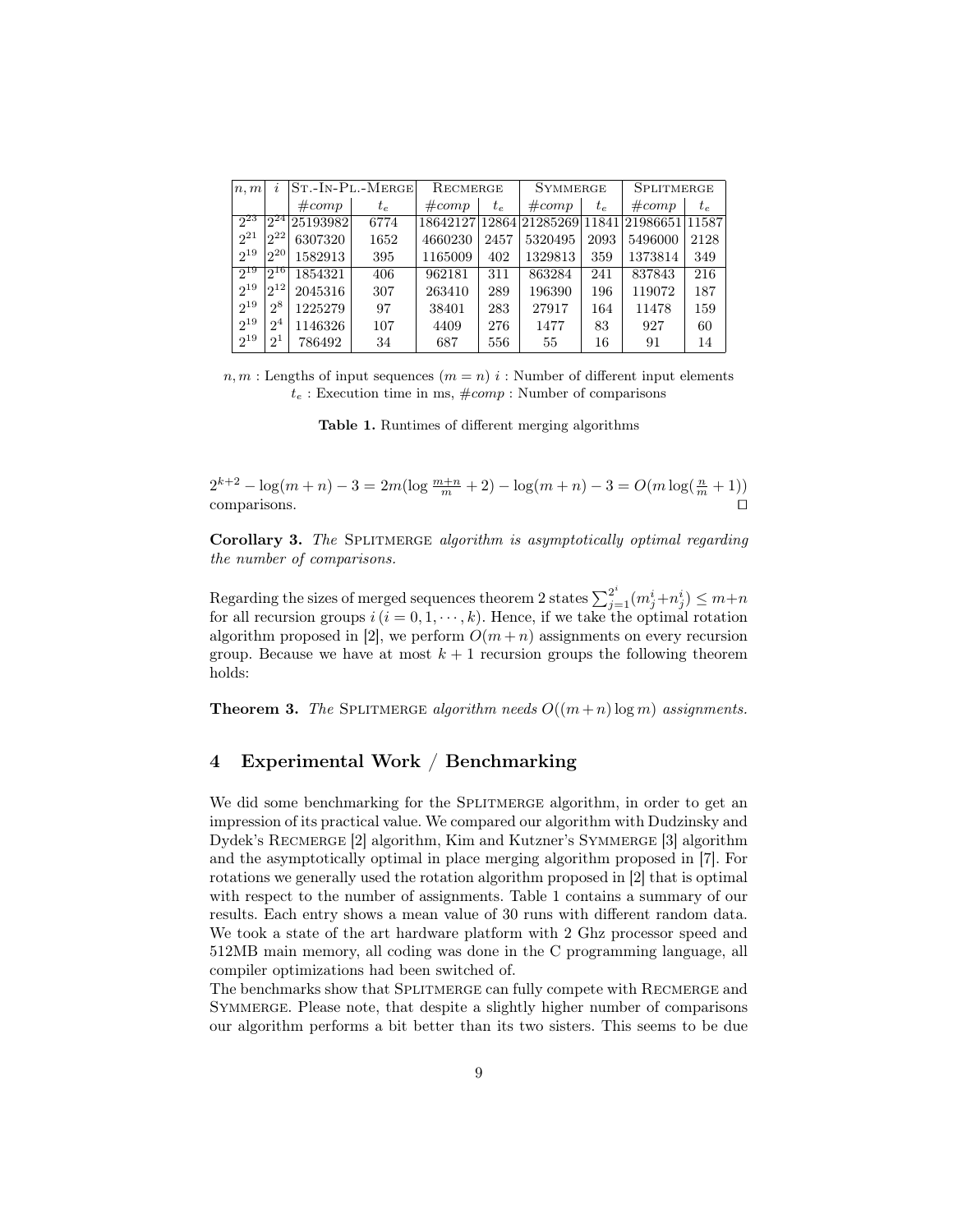| $n, m$ | $i$ | St.-In-Pl.-Merge | | Recmerge | | Symmerge | | Splitmerge | |
|---|---|---|---|---|---|---|---|---|---|
| | | #comp | $t_e$ | #comp | $t_e$ | #comp | $t_e$ | #comp | $t_e$ |
| $2^{23}$ | $2^{24}$ | 25193982 | 6774 | 18642127 | 12864 | 21285269 | 11841 | 21986651 | 11587 |
| $2^{21}$ | $2^{22}$ | 6307320 | 1652 | 4660230 | 2457 | 5320495 | 2093 | 5496000 | 2128 |
| $2^{19}$ | $2^{20}$ | 1582913 | 395 | 1165009 | 402 | 1329813 | 359 | 1373814 | 349 |
| $2^{19}$ | $2^{16}$ | 1854321 | 406 | 962181 | 311 | 863284 | 241 | 837843 | 216 |
| $2^{19}$ | $2^{12}$ | 2045316 | 307 | 263410 | 289 | 196390 | 196 | 119072 | 187 |
| $2^{19}$ | $2^{8}$ | 1225279 | 97 | 38401 | 283 | 27917 | 164 | 11478 | 159 |
| $2^{19}$ | $2^{4}$ | 1146326 | 107 | 4409 | 276 | 1477 | 83 | 927 | 60 |
| $2^{19}$ | $2^{1}$ | 786492 | 34 | 687 | 556 | 55 | 16 | 91 | 14 |

$n, m$ : Lengths of input sequences ($m = n$) $i$ : Number of different input elements
$t_e$ : Execution time in ms, #comp : Number of comparisons

**Table 1.** Runtimes of different merging algorithms

$2^{k+2} - \log(m+n) - 3 = 2m(\log \frac{m+n}{m} + 2) - \log(m+n) - 3 = O(m \log(\frac{n}{m} + 1))$ comparisons. □

**Corollary 3.** *The* Splitmerge *algorithm is asymptotically optimal regarding the number of comparisons.*

Regarding the sizes of merged sequences theorem 2 states $\sum_{j=1}^{2^i}(m_j^i + n_j^i) \leq m+n$ for all recursion groups $i$ $(i = 0, 1, \cdots, k)$. Hence, if we take the optimal rotation algorithm proposed in [2], we perform $O(m+n)$ assignments on every recursion group. Because we have at most $k+1$ recursion groups the following theorem holds:

**Theorem 3.** *The* Splitmerge *algorithm needs $O((m+n)\log m)$ assignments.*

## 4 Experimental Work / Benchmarking

We did some benchmarking for the Splitmerge algorithm, in order to get an impression of its practical value. We compared our algorithm with Dudzinsky and Dydek's Recmerge [2] algorithm, Kim and Kutzner's Symmerge [3] algorithm and the asymptotically optimal in place merging algorithm proposed in [7]. For rotations we generally used the rotation algorithm proposed in [2] that is optimal with respect to the number of assignments. Table 1 contains a summary of our results. Each entry shows a mean value of 30 runs with different random data. We took a state of the art hardware platform with 2 Ghz processor speed and 512MB main memory, all coding was done in the C programming language, all compiler optimizations had been switched of.
The benchmarks show that Splitmerge can fully compete with Recmerge and Symmerge. Please note, that despite a slightly higher number of comparisons our algorithm performs a bit better than its two sisters. This seems to be due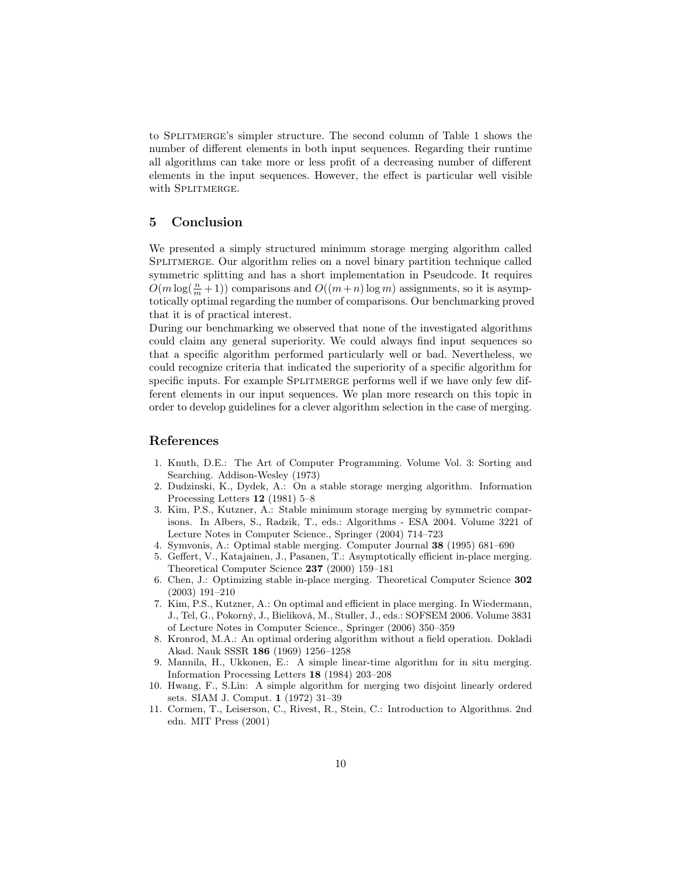to SPLITMERGE's simpler structure. The second column of Table 1 shows the number of different elements in both input sequences. Regarding their runtime all algorithms can take more or less profit of a decreasing number of different elements in the input sequences. However, the effect is particular well visible with SPLITMERGE.

## 5 Conclusion

We presented a simply structured minimum storage merging algorithm called SPLITMERGE. Our algorithm relies on a novel binary partition technique called symmetric splitting and has a short implementation in Pseudocode. It requires $O(m \log(\frac{n}{m}+1))$ comparisons and $O((m+n)\log m)$ assignments, so it is asymptotically optimal regarding the number of comparisons. Our benchmarking proved that it is of practical interest.
During our benchmarking we observed that none of the investigated algorithms could claim any general superiority. We could always find input sequences so that a specific algorithm performed particularly well or bad. Nevertheless, we could recognize criteria that indicated the superiority of a specific algorithm for specific inputs. For example SPLITMERGE performs well if we have only few different elements in our input sequences. We plan more research on this topic in order to develop guidelines for a clever algorithm selection in the case of merging.

## References

1. Knuth, D.E.: The Art of Computer Programming. Volume Vol. 3: Sorting and Searching. Addison-Wesley (1973)
2. Dudzinski, K., Dydek, A.: On a stable storage merging algorithm. Information Processing Letters **12** (1981) 5–8
3. Kim, P.S., Kutzner, A.: Stable minimum storage merging by symmetric comparisons. In Albers, S., Radzik, T., eds.: Algorithms - ESA 2004. Volume 3221 of Lecture Notes in Computer Science., Springer (2004) 714–723
4. Symvonis, A.: Optimal stable merging. Computer Journal **38** (1995) 681–690
5. Geffert, V., Katajainen, J., Pasanen, T.: Asymptotically efficient in-place merging. Theoretical Computer Science **237** (2000) 159–181
6. Chen, J.: Optimizing stable in-place merging. Theoretical Computer Science **302** (2003) 191–210
7. Kim, P.S., Kutzner, A.: On optimal and efficient in place merging. In Wiedermann, J., Tel, G., Pokorný, J., Bieliková, M., Stuller, J., eds.: SOFSEM 2006. Volume 3831 of Lecture Notes in Computer Science., Springer (2006) 350–359
8. Kronrod, M.A.: An optimal ordering algorithm without a field operation. Dokladi Akad. Nauk SSSR **186** (1969) 1256–1258
9. Mannila, H., Ukkonen, E.: A simple linear-time algorithm for in situ merging. Information Processing Letters **18** (1984) 203–208
10. Hwang, F., S.Lin: A simple algorithm for merging two disjoint linearly ordered sets. SIAM J. Comput. **1** (1972) 31–39
11. Cormen, T., Leiserson, C., Rivest, R., Stein, C.: Introduction to Algorithms. 2nd edn. MIT Press (2001)